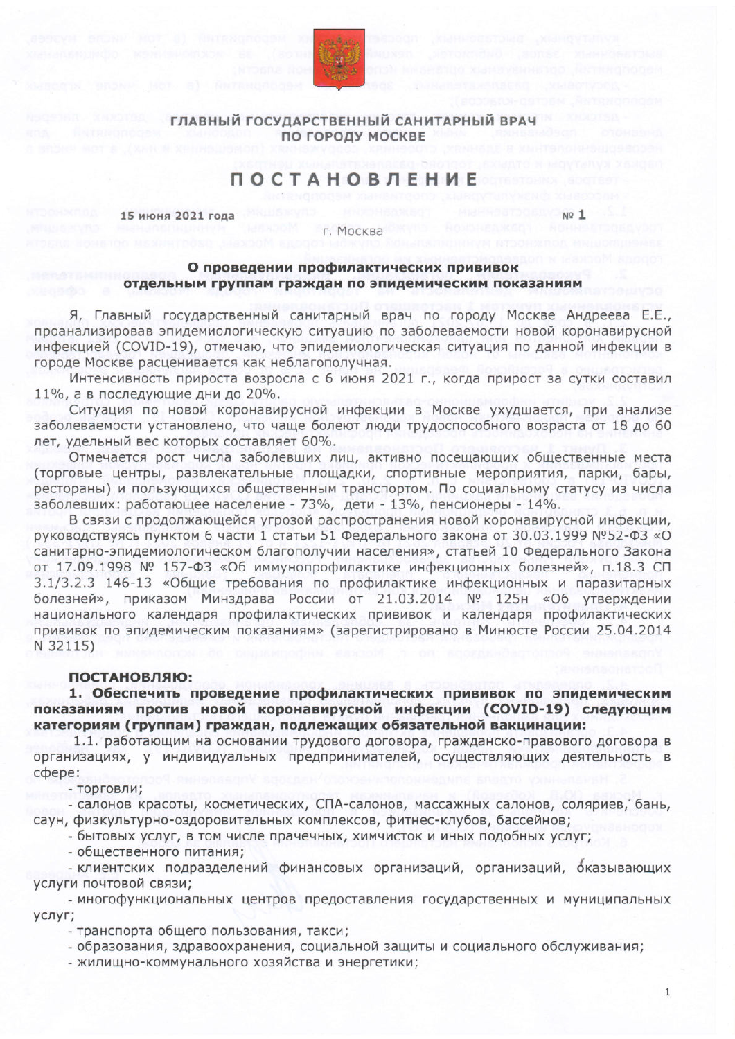**ГЛАВНЫЙ ГОСУДАРСТВЕННЫЙ САНИТАРНЫЙ ВРАЧ ПО ГОРОДУ МОСКВЕ**

# ПОСТАНОВЛЕНИЕ

**15 июня 2021 года** г. Москва **№ 1**

**О проведении профилактических прививок отдельным группам граждан по эпидемическим показаниям**

Я, Главный государственный санитарный врач по городу Москве Андреева Е.Е., проанализировав эпидемиологическую ситуацию по заболеваемости новой коронавирусной инфекцией (COVID-19), отмечаю, что эпидемиологическая ситуация по данной инфекции в городе Москве расценивается как неблагополучная.

Интенсивность прироста возросла с 6 июня 2021 г., когда прирост за сутки составил 11%, а в последующие дни до 20%.

Ситуация по новой коронавирусной инфекции в Москве ухудшается, при анализе заболеваемости установлено, что чаще болеют люди трудоспособного возраста от 18 до 60 лет, удельный вес которых составляет 60%.

Отмечается рост числа заболевших лиц, активно посещающих общественные места (торговые центры, развлекательные площадки, спортивные мероприятия, парки, бары, рестораны) и пользующихся общественным транспортом. По социальному статусу из числа заболевших: работающее население - 73%, дети - 13%, пенсионеры - 14%.

В связи с продолжающейся угрозой распространения новой коронавирусной инфекции, руководствуясь пунктом 6 части 1 статьи 51 Федерального закона от 30.03.1999 №52-ФЗ «О санитарно-эпидемиологическом благополучии населения», статьей 10 Федерального Закона от 17.09.1998 № 157-ФЗ «Об иммунопрофилактике инфекционных болезней», п.18.3 СП 3.1/3.2.3 146-13 «Общие требования по профилактике инфекционных и паразитарных болезней», приказом Минздрава России от 21.03.2014 № 125н «Об утверждении национального календаря профилактических прививок и календаря профилактических прививок по эпидемическим показаниям» (зарегистрировано в Минюсте России 25.04.2014 N 32115)

**ПОСТАНОВЛЯЮ:**

**1. Обеспечить проведение профилактических прививок по эпидемическим показаниям против новой коронавирусной инфекции (COVID-19) следующим категориям (группам) граждан, подлежащих обязательной вакцинации:**

1.1. работающим на основании трудового договора, гражданско-правового договора в организациях, у индивидуальных предпринимателей, осуществляющих деятельность в сфере:

- торговли;
- салонов красоты, косметических, СПА-салонов, массажных салонов, соляриев, бань, саун, физкультурно-оздоровительных комплексов, фитнес-клубов, бассейнов;
- бытовых услуг, в том числе прачечных, химчисток и иных подобных услуг;
- общественного питания;
- клиентских подразделений финансовых организаций, организаций, оказывающих услуги почтовой связи;
- многофункциональных центров предоставления государственных и муниципальных услуг;
- транспорта общего пользования, такси;
- образования, здравоохранения, социальной защиты и социального обслуживания;
- жилищно-коммунального хозяйства и энергетики;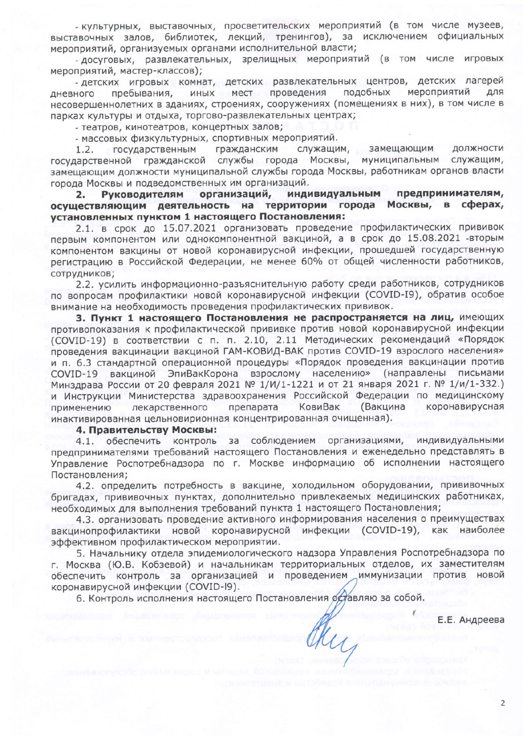- культурных, выставочных, просветительских мероприятий (в том числе музеев, выставочных залов, библиотек, лекций, тренингов), за исключением официальных мероприятий, организуемых органами исполнительной власти;

- досуговых, развлекательных, зрелищных мероприятий (в том числе игровых мероприятий, мастер-классов);

- детских игровых комнат, детских развлекательных центров, детских лагерей дневного пребывания, иных мест проведения подобных мероприятий для несовершеннолетних в зданиях, строениях, сооружениях (помещениях в них), в том числе в парках культуры и отдыха, торгово-развлекательных центрах;

- театров, кинотеатров, концертных залов;

- массовых физкультурных, спортивных мероприятий.

1.2. государственным гражданским служащим, замещающим должности государственной гражданской службы города Москвы, муниципальным служащим, замещающим должности муниципальной службы города Москвы, работникам органов власти города Москвы и подведомственных им организаций.

**2. Руководителям организаций, индивидуальным предпринимателям, осуществляющим деятельность на территории города Москвы, в сферах, установленных пунктом 1 настоящего Постановления:**

2.1. в срок до 15.07.2021 организовать проведение профилактических прививок первым компонентом или однокомпонентной вакциной, а в срок до 15.08.2021 -вторым компонентом вакцины от новой коронавирусной инфекции, прошедшей государственную регистрацию в Российской Федерации, не менее 60% от общей численности работников, сотрудников;

2.2. усилить информационно-разъяснительную работу среди работников, сотрудников по вопросам профилактики новой коронавирусной инфекции (COVID-19), обратив особое внимание на необходимость проведения профилактических прививок.

**3. Пункт 1 настоящего Постановления не распространяется на лиц,** имеющих противопоказания к профилактической прививке против новой коронавирусной инфекции (COVID-19) в соответствии с п. п. 2.10, 2.11 Методических рекомендаций «Порядок проведения вакцинации вакциной ГАМ-КОВИД-ВАК против COVID-19 взрослого населения» и п. 6.3 стандартной операционной процедуры «Порядок проведения вакцинации против COVID-19 вакциной ЭпиВакКорона взрослому населению» (направлены письмами Минздрава России от 20 февраля 2021 № 1/И/1-1221 и от 21 января 2021 г. № 1/и/1-332.) и Инструкции Министерства здравоохранения Российской Федерации по медицинскому применению лекарственного препарата КовиВак (Вакцина коронавирусная инактивированная цельновирионная концентрированная очищенная).

**4. Правительству Москвы:**

4.1. обеспечить контроль за соблюдением организациями, индивидуальными предпринимателями требований настоящего Постановления и еженедельно представлять в Управление Роспотребнадзора по г. Москве информацию об исполнении настоящего Постановления;

4.2. определить потребность в вакцине, холодильном оборудовании, прививочных бригадах, прививочных пунктах, дополнительно привлекаемых медицинских работниках, необходимых для выполнения требований пункта 1 настоящего Постановления;

4.3. организовать проведение активного информирования населения о преимуществах вакцинопрофилактики новой коронавирусной инфекции (COVID-19), как наиболее эффективном профилактическом мероприятии.

5. Начальнику отдела эпидемиологического надзора Управления Роспотребнадзора по г. Москва (Ю.В. Кобзевой) и начальникам территориальных отделов, их заместителям обеспечить контроль за организацией и проведением иммунизации против новой коронавирусной инфекции (COVID-19).

6. Контроль исполнения настоящего Постановления оставляю за собой.

Е.Е. Андреева